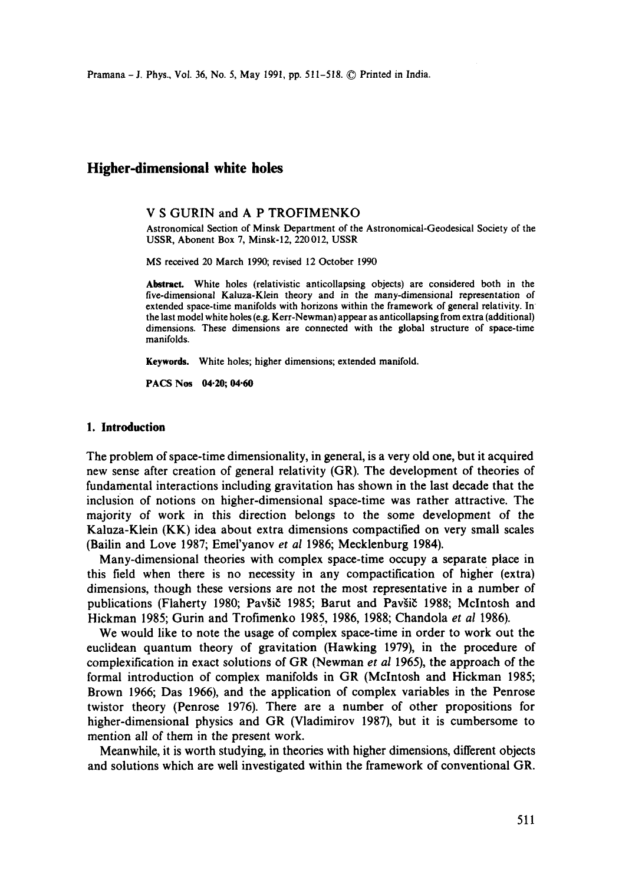# Higher-dimensional white holes

V S GURIN and A P TROFIMENKO

Astronomical Section of Minsk Department of the Astronomical-Geodesical Society of the USSR, Abonent Box 7, Minsk-12, 220012, USSR

MS received 20 March 1990; revised 12 October 1990

**Abstract.** White holes (relativistic anticollapsing objects) are considered both in the five-dimensional Kaluza-Klein theory and in the many-dimensional representation of extended space-time manifolds with horizons within the framework of general relativity. In the last model white holes (e.g. Kerr-Newman) appear as anticollapsing from extra (additional) dimensions. These dimensions are connected with the global structure of space-time manifolds.

**Keywords.** White holes; higher dimensions; extended manifold.

**PACS Nos** 04·20; 04·60

## 1. Introduction

The problem of space-time dimensionality, in general, is a very old one, but it acquired new sense after creation of general relativity (GR). The development of theories of fundamental interactions including gravitation has shown in the last decade that the inclusion of notions on higher-dimensional space-time was rather attractive. The majority of work in this direction belongs to the some development of the Kaluza-Klein (KK) idea about extra dimensions compactified on very small scales (Bailin and Love 1987; Emel'yanov *et al* 1986; Mecklenburg 1984).

Many-dimensional theories with complex space-time occupy a separate place in this field when there is no necessity in any compactification of higher (extra) dimensions, though these versions are not the most representative in a number of publications (Flaherty 1980; Pavšič 1985; Barut and Pavšič 1988; McIntosh and Hickman 1985; Gurin and Trofimenko 1985, 1986, 1988; Chandola *et al* 1986).

We would like to note the usage of complex space-time in order to work out the euclidean quantum theory of gravitation (Hawking 1979), in the procedure of complexification in exact solutions of GR (Newman *et al* 1965), the approach of the formal introduction of complex manifolds in GR (McIntosh and Hickman 1985; Brown 1966; Das 1966), and the application of complex variables in the Penrose twistor theory (Penrose 1976). There are a number of other propositions for higher-dimensional physics and GR (Vladimirov 1987), but it is cumbersome to mention all of them in the present work.

Meanwhile, it is worth studying, in theories with higher dimensions, different objects and solutions which are well investigated within the framework of conventional GR.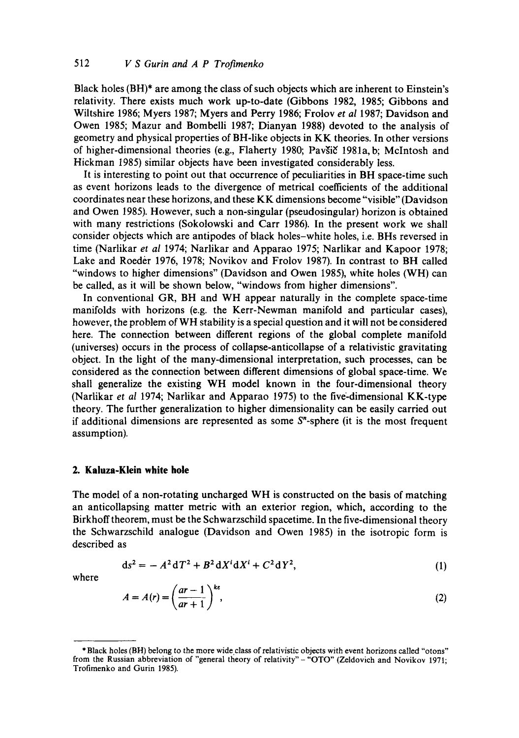Black holes (BH)* are among the class of such objects which are inherent to Einstein's relativity. There exists much work up-to-date (Gibbons 1982, 1985; Gibbons and Wiltshire 1986; Myers 1987; Myers and Perry 1986; Frolov *et al* 1987; Davidson and Owen 1985; Mazur and Bombelli 1987; Dianyan 1988) devoted to the analysis of geometry and physical properties of BH-like objects in KK theories. In other versions of higher-dimensional theories (e.g., Flaherty 1980; Pavšič 1981a, b; McIntosh and Hickman 1985) similar objects have been investigated considerably less.

It is interesting to point out that occurrence of peculiarities in BH space-time such as event horizons leads to the divergence of metrical coefficients of the additional coordinates near these horizons, and these KK dimensions become "visible" (Davidson and Owen 1985). However, such a non-singular (pseudosingular) horizon is obtained with many restrictions (Sokolowski and Carr 1986). In the present work we shall consider objects which are antipodes of black holes–white holes, i.e. BHs reversed in time (Narlikar *et al* 1974; Narlikar and Apparao 1975; Narlikar and Kapoor 1978; Lake and Roedèr 1976, 1978; Novikov and Frolov 1987). In contrast to BH called "windows to higher dimensions" (Davidson and Owen 1985), white holes (WH) can be called, as it will be shown below, "windows from higher dimensions".

In conventional GR, BH and WH appear naturally in the complete space-time manifolds with horizons (e.g. the Kerr-Newman manifold and particular cases), however, the problem of WH stability is a special question and it will not be considered here. The connection between different regions of the global complete manifold (universes) occurs in the process of collapse-anticollapse of a relativistic gravitating object. In the light of the many-dimensional interpretation, such processes, can be considered as the connection between different dimensions of global space-time. We shall generalize the existing WH model known in the four-dimensional theory (Narlikar *et al* 1974; Narlikar and Apparao 1975) to the five-dimensional KK-type theory. The further generalization to higher dimensionality can be easily carried out if additional dimensions are represented as some $S^n$-sphere (it is the most frequent assumption).

## 2. Kaluza-Klein white hole

The model of a non-rotating uncharged WH is constructed on the basis of matching an anticollapsing matter metric with an exterior region, which, according to the Birkhoff theorem, must be the Schwarzschild spacetime. In the five-dimensional theory the Schwarzschild analogue (Davidson and Owen 1985) in the isotropic form is described as

$$ds^2 = -A^2 dT^2 + B^2 dX^i dX^i + C^2 dY^2, \tag{1}$$

where

$$A = A(r) = \left(\frac{ar-1}{ar+1}\right)^{k\varepsilon}, \tag{2}$$

---

*Black holes (BH) belong to the more wide class of relativistic objects with event horizons called "otons" from the Russian abbreviation of "general theory of relativity" – "OTO" (Zeldovich and Novikov 1971; Trofimenko and Gurin 1985).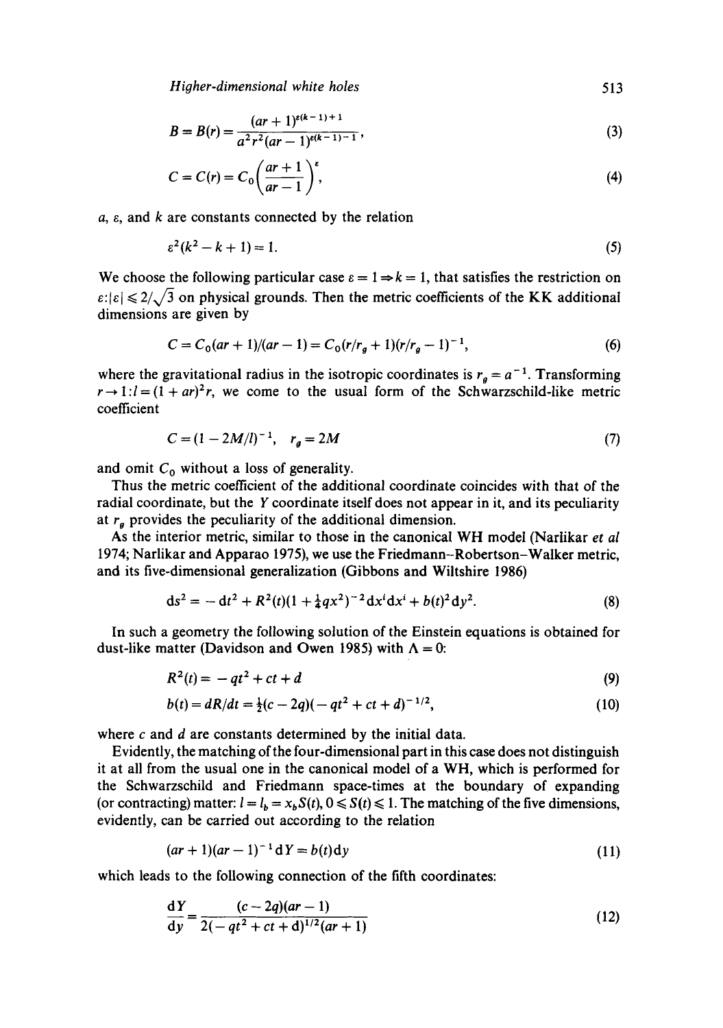$$B = B(r) = \frac{(ar+1)^{\varepsilon(k-1)+1}}{a^2r^2(ar-1)^{\varepsilon(k-1)-1}}, \tag{3}$$

$$C = C(r) = C_0\left(\frac{ar+1}{ar-1}\right)^{\varepsilon}, \tag{4}$$

$a$, $\varepsilon$, and $k$ are constants connected by the relation

$$\varepsilon^2(k^2 - k + 1) = 1. \tag{5}$$

We choose the following particular case $\varepsilon = 1 \Rightarrow k = 1$, that satisfies the restriction on $\varepsilon : |\varepsilon| \leqslant 2/\sqrt{3}$ on physical grounds. Then the metric coefficients of the KK additional dimensions are given by

$$C = C_0(ar+1)/(ar-1) = C_0(r/r_g + 1)(r/r_g - 1)^{-1}, \tag{6}$$

where the gravitational radius in the isotropic coordinates is $r_g = a^{-1}$. Transforming $r \to 1 : l = (1 + ar)^2 r$, we come to the usual form of the Schwarzschild-like metric coefficient

$$C = (1 - 2M/l)^{-1}, \quad r_g = 2M \tag{7}$$

and omit $C_0$ without a loss of generality.

Thus the metric coefficient of the additional coordinate coincides with that of the radial coordinate, but the $Y$ coordinate itself does not appear in it, and its peculiarity at $r_g$ provides the peculiarity of the additional dimension.

As the interior metric, similar to those in the canonical WH model (Narlikar *et al* 1974; Narlikar and Apparao 1975), we use the Friedmann–Robertson–Walker metric, and its five-dimensional generalization (Gibbons and Wiltshire 1986)

$$ds^2 = -dt^2 + R^2(t)(1 + \tfrac{1}{4}qx^2)^{-2}dx^i dx^i + b(t)^2 dy^2. \tag{8}$$

In such a geometry the following solution of the Einstein equations is obtained for dust-like matter (Davidson and Owen 1985) with $\Lambda = 0$:

$$R^2(t) = -qt^2 + ct + d \tag{9}$$

$$b(t) = dR/dt = \tfrac{1}{2}(c - 2q)(-qt^2 + ct + d)^{-1/2}, \tag{10}$$

where $c$ and $d$ are constants determined by the initial data.

Evidently, the matching of the four-dimensional part in this case does not distinguish it at all from the usual one in the canonical model of a WH, which is performed for the Schwarzschild and Friedmann space-times at the boundary of expanding (or contracting) matter: $l = l_b = x_b S(t)$, $0 \leqslant S(t) \leqslant 1$. The matching of the five dimensions, evidently, can be carried out according to the relation

$$(ar+1)(ar-1)^{-1}dY = b(t)dy \tag{11}$$

which leads to the following connection of the fifth coordinates:

$$\frac{dY}{dy} = \frac{(c - 2q)(ar-1)}{2(-qt^2 + ct + d)^{1/2}(ar+1)} \tag{12}$$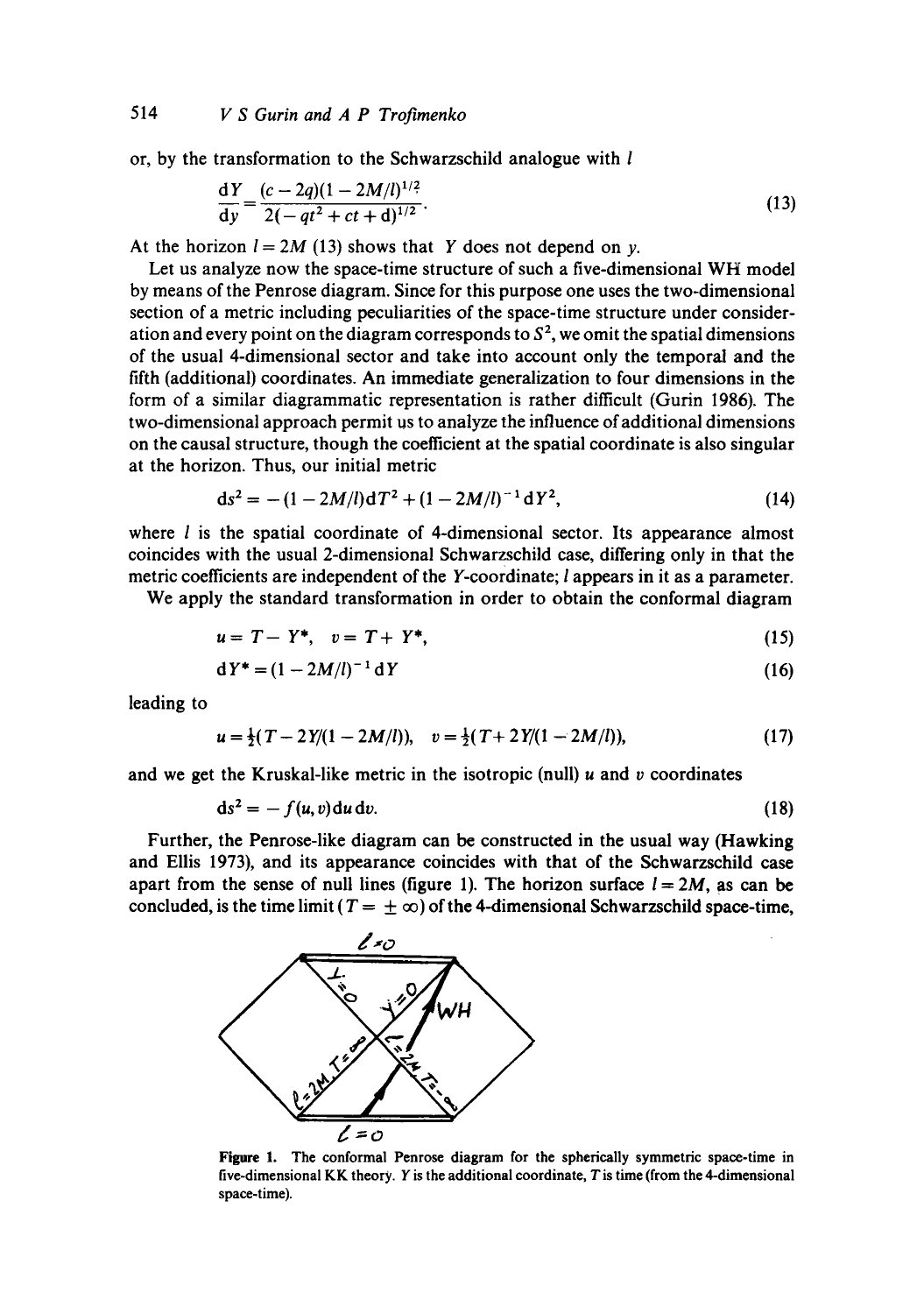or, by the transformation to the Schwarzschild analogue with $l$

$$\frac{dY}{dy} = \frac{(c-2q)(1-2M/l)^{1/2}}{2(-qt^2+ct+d)^{1/2}}. \tag{13}$$

At the horizon $l = 2M$ (13) shows that $Y$ does not depend on $y$.

Let us analyze now the space-time structure of such a five-dimensional WH model by means of the Penrose diagram. Since for this purpose one uses the two-dimensional section of a metric including peculiarities of the space-time structure under consideration and every point on the diagram corresponds to $S^2$, we omit the spatial dimensions of the usual 4-dimensional sector and take into account only the temporal and the fifth (additional) coordinates. An immediate generalization to four dimensions in the form of a similar diagrammatic representation is rather difficult (Gurin 1986). The two-dimensional approach permit us to analyze the influence of additional dimensions on the causal structure, though the coefficient at the spatial coordinate is also singular at the horizon. Thus, our initial metric

$$ds^2 = -(1-2M/l)dT^2 + (1-2M/l)^{-1}dY^2, \tag{14}$$

where $l$ is the spatial coordinate of 4-dimensional sector. Its appearance almost coincides with the usual 2-dimensional Schwarzschild case, differing only in that the metric coefficients are independent of the $Y$-coordinate; $l$ appears in it as a parameter.

We apply the standard transformation in order to obtain the conformal diagram

$$u = T - Y^*, \quad v = T + Y^*, \tag{15}$$

$$dY^* = (1-2M/l)^{-1}dY \tag{16}$$

leading to

$$u = \tfrac{1}{2}(T - 2Y/(1-2M/l)), \quad v = \tfrac{1}{2}(T + 2Y/(1-2M/l)), \tag{17}$$

and we get the Kruskal-like metric in the isotropic (null) $u$ and $v$ coordinates

$$ds^2 = -f(u,v)\,du\,dv. \tag{18}$$

Further, the Penrose-like diagram can be constructed in the usual way (Hawking and Ellis 1973), and its appearance coincides with that of the Schwarzschild case apart from the sense of null lines (figure 1). The horizon surface $l = 2M$, as can be concluded, is the time limit ($T = \pm\infty$) of the 4-dimensional Schwarzschild space-time,

**Figure 1.** The conformal Penrose diagram for the spherically symmetric space-time in five-dimensional KK theory. $Y$ is the additional coordinate, $T$ is time (from the 4-dimensional space-time).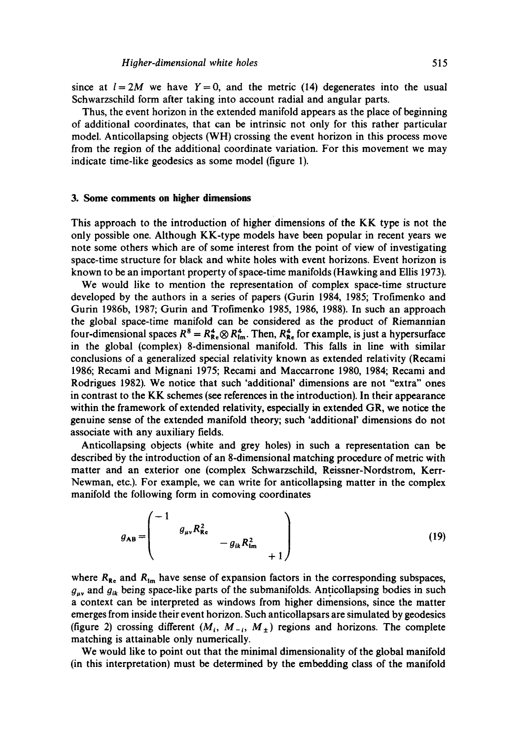since at $l = 2M$ we have $Y = 0$, and the metric (14) degenerates into the usual Schwarzschild form after taking into account radial and angular parts.

Thus, the event horizon in the extended manifold appears as the place of beginning of additional coordinates, that can be intrinsic not only for this rather particular model. Anticollapsing objects (WH) crossing the event horizon in this process move from the region of the additional coordinate variation. For this movement we may indicate time-like geodesics as some model (figure 1).

## 3. Some comments on higher dimensions

This approach to the introduction of higher dimensions of the KK type is not the only possible one. Although KK-type models have been popular in recent years we note some others which are of some interest from the point of view of investigating space-time structure for black and white holes with event horizons. Event horizon is known to be an important property of space-time manifolds (Hawking and Ellis 1973).

We would like to mention the representation of complex space-time structure developed by the authors in a series of papers (Gurin 1984, 1985; Trofimenko and Gurin 1986b, 1987; Gurin and Trofimenko 1985, 1986, 1988). In such an approach the global space-time manifold can be considered as the product of Riemannian four-dimensional spaces $R^8 = R^4_{\mathrm{Re}} \otimes R^4_{\mathrm{Im}}$. Then, $R^4_{\mathrm{Re}}$ for example, is just a hypersurface in the global (complex) 8-dimensional manifold. This falls in line with similar conclusions of a generalized special relativity known as extended relativity (Recami 1986; Recami and Mignani 1975; Recami and Maccarrone 1980, 1984; Recami and Rodrigues 1982). We notice that such 'additional' dimensions are not "extra" ones in contrast to the KK schemes (see references in the introduction). In their appearance within the framework of extended relativity, especially in extended GR, we notice the genuine sense of the extended manifold theory; such 'additional' dimensions do not associate with any auxiliary fields.

Anticollapsing objects (white and grey holes) in such a representation can be described by the introduction of an 8-dimensional matching procedure of metric with matter and an exterior one (complex Schwarzschild, Reissner-Nordstrom, Kerr-Newman, etc.). For example, we can write for anticollapsing matter in the complex manifold the following form in comoving coordinates

$$g_{AB} = \begin{pmatrix} -1 & & & \\ & g_{\mu\nu} R^2_{\mathrm{Re}} & & \\ & & -g_{ik} R^2_{\mathrm{Im}} & \\ & & & +1 \end{pmatrix} \tag{19}$$

where $R_{\mathrm{Re}}$ and $R_{\mathrm{Im}}$ have sense of expansion factors in the corresponding subspaces, $g_{\mu\nu}$ and $g_{ik}$ being space-like parts of the submanifolds. Anticollapsing bodies in such a context can be interpreted as windows from higher dimensions, since the matter emerges from inside their event horizon. Such anticollapsars are simulated by geodesics (figure 2) crossing different ($M_i$, $M_{-i}$, $M_{\pm}$) regions and horizons. The complete matching is attainable only numerically.

We would like to point out that the minimal dimensionality of the global manifold (in this interpretation) must be determined by the embedding class of the manifold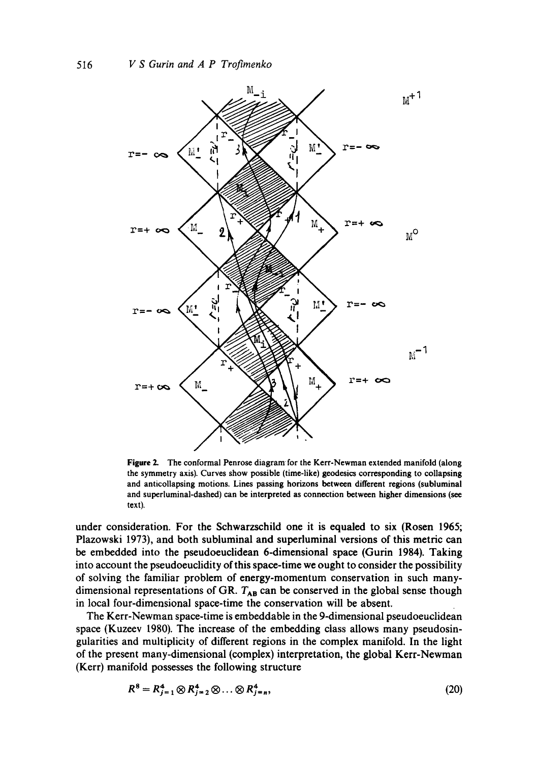**Figure 2.** The conformal Penrose diagram for the Kerr-Newman extended manifold (along the symmetry axis). Curves show possible (time-like) geodesics corresponding to collapsing and anticollapsing motions. Lines passing horizons between different regions (subluminal and superluminal-dashed) can be interpreted as connection between higher dimensions (see text).

under consideration. For the Schwarzschild one it is equaled to six (Rosen 1965; Plazowski 1973), and both subluminal and superluminal versions of this metric can be embedded into the pseudoeuclidean 6-dimensional space (Gurin 1984). Taking into account the pseudoeuclidity of this space-time we ought to consider the possibility of solving the familiar problem of energy-momentum conservation in such many-dimensional representations of GR. $T_{AB}$ can be conserved in the global sense though in local four-dimensional space-time the conservation will be absent.

The Kerr-Newman space-time is embeddable in the 9-dimensional pseudoeuclidean space (Kuzeev 1980). The increase of the embedding class allows many pseudosingularities and multiplicity of different regions in the complex manifold. In the light of the present many-dimensional (complex) interpretation, the global Kerr-Newman (Kerr) manifold possesses the following structure

$$R^8 = R^4_{j=1} \otimes R^4_{j=2} \otimes \ldots \otimes R^4_{j=n}, \tag{20}$$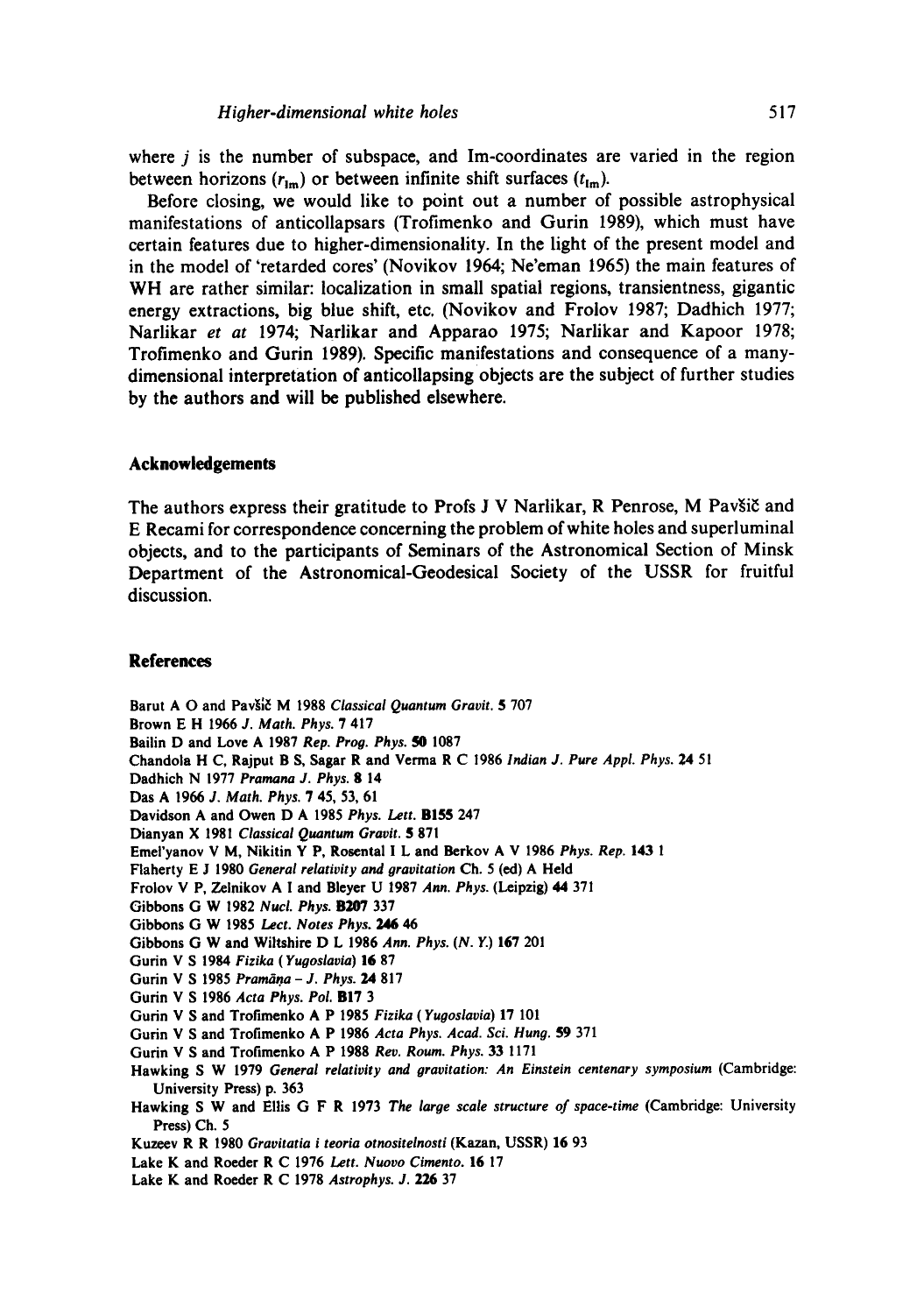where $j$ is the number of subspace, and Im-coordinates are varied in the region between horizons ($r_{\rm Im}$) or between infinite shift surfaces ($t_{\rm Im}$).

Before closing, we would like to point out a number of possible astrophysical manifestations of anticollapsars (Trofimenko and Gurin 1989), which must have certain features due to higher-dimensionality. In the light of the present model and in the model of 'retarded cores' (Novikov 1964; Ne'eman 1965) the main features of WH are rather similar: localization in small spatial regions, transientness, gigantic energy extractions, big blue shift, etc. (Novikov and Frolov 1987; Dadhich 1977; Narlikar *et at* 1974; Narlikar and Apparao 1975; Narlikar and Kapoor 1978; Trofimenko and Gurin 1989). Specific manifestations and consequence of a many-dimensional interpretation of anticollapsing objects are the subject of further studies by the authors and will be published elsewhere.

## Acknowledgements

The authors express their gratitude to Profs J V Narlikar, R Penrose, M Pavšič and E Recami for correspondence concerning the problem of white holes and superluminal objects, and to the participants of Seminars of the Astronomical Section of Minsk Department of the Astronomical-Geodesical Society of the USSR for fruitful discussion.

## References

Barut A O and Pavšič M 1988 *Classical Quantum Gravit.* **5** 707
Brown E H 1966 *J. Math. Phys.* **7** 417
Bailin D and Love A 1987 *Rep. Prog. Phys.* **50** 1087
Chandola H C, Rajput B S, Sagar R and Verma R C 1986 *Indian J. Pure Appl. Phys.* **24** 51
Dadhich N 1977 *Pramana J. Phys.* **8** 14
Das A 1966 *J. Math. Phys.* **7** 45, 53, 61
Davidson A and Owen D A 1985 *Phys. Lett.* **B155** 247
Dianyan X 1981 *Classical Quantum Gravit.* **5** 871
Emel'yanov V M, Nikitin Y P, Rosental I L and Berkov A V 1986 *Phys. Rep.* **143** 1
Flaherty E J 1980 *General relativity and gravitation* Ch. 5 (ed) A Held
Frolov V P, Zelnikov A I and Bleyer U 1987 *Ann. Phys.* (Leipzig) **44** 371
Gibbons G W 1982 *Nucl. Phys.* **B207** 337
Gibbons G W 1985 *Lect. Notes Phys.* **246** 46
Gibbons G W and Wiltshire D L 1986 *Ann. Phys. (N. Y.)* **167** 201
Gurin V S 1984 *Fizika (Yugoslavia)* **16** 87
Gurin V S 1985 *Pramāṇa – J. Phys.* **24** 817
Gurin V S 1986 *Acta Phys. Pol.* **B17** 3
Gurin V S and Trofimenko A P 1985 *Fizika (Yugoslavia)* **17** 101
Gurin V S and Trofimenko A P 1986 *Acta Phys. Acad. Sci. Hung.* **59** 371
Gurin V S and Trofimenko A P 1988 *Rev. Roum. Phys.* **33** 1171
Hawking S W 1979 *General relativity and gravitation: An Einstein centenary symposium* (Cambridge: University Press) p. 363
Hawking S W and Ellis G F R 1973 *The large scale structure of space-time* (Cambridge: University Press) Ch. 5
Kuzeev R R 1980 *Gravitatia i teoria otnositelnosti* (Kazan, USSR) **16** 93
Lake K and Roeder R C 1976 *Lett. Nuovo Cimento.* **16** 17
Lake K and Roeder R C 1978 *Astrophys. J.* **226** 37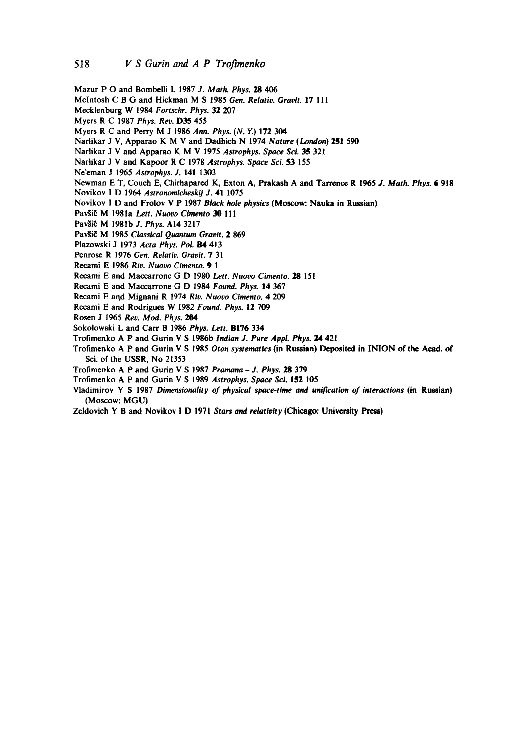Mazur P O and Bombelli L 1987 *J. Math. Phys.* **28** 406

McIntosh C B G and Hickman M S 1985 *Gen. Relativ. Gravit.* **17** 111

Mecklenburg W 1984 *Fortschr. Phys.* **32** 207

Myers R C 1987 *Phys. Rev.* **D35** 455

Myers R C and Perry M J 1986 *Ann. Phys. (N. Y.)* **172** 304

Narlikar J V, Apparao K M V and Dadhich N 1974 *Nature (London)* **251** 590

Narlikar J V and Apparao K M V 1975 *Astrophys. Space Sci.* **35** 321

Narlikar J V and Kapoor R C 1978 *Astrophys. Space Sci.* **53** 155

Ne'eman J 1965 *Astrophys. J.* **141** 1303

Newman E T, Couch E, Chirhapared K, Exton A, Prakash A and Tarrence R 1965 *J. Math. Phys.* **6** 918

Novikov I D 1964 *Astronomicheskij J.* **41** 1075

Novikov I D and Frolov V P 1987 *Black hole physics* (Moscow: Nauka in Russian)

Pavšič M 1981a *Lett. Nuovo Cimento* **30** 111

Pavšič M 1981b *J. Phys.* **A14** 3217

Pavšič M 1985 *Classical Quantum Gravit.* **2** 869

Plazowski J 1973 *Acta Phys. Pol.* **B4** 413

Penrose R 1976 *Gen. Relativ. Gravit.* **7** 31

Recami E 1986 *Riv. Nuovo Cimento.* **9** 1

Recami E and Maccarrone G D 1980 *Lett. Nuovo Cimento.* **28** 151

Recami E and Maccarrone G D 1984 *Found. Phys.* **14** 367

Recami E and Mignani R 1974 *Riv. Nuovo Cimento.* **4** 209

Recami E and Rodrigues W 1982 *Found. Phys.* **12** 709

Rosen J 1965 *Rev. Mod. Phys.* **204**

Sokolowski L and Carr B 1986 *Phys. Lett.* **B176** 334

Trofimenko A P and Gurin V S 1986b *Indian J. Pure Appl. Phys.* **24** 421

Trofimenko A P and Gurin V S 1985 *Oton systematics* (in Russian) Deposited in INION of the Acad. of Sci. of the USSR, No 21353

Trofimenko A P and Gurin V S 1987 *Pramana – J. Phys.* **28** 379

Trofimenko A P and Gurin V S 1989 *Astrophys. Space Sci.* **152** 105

Vladimirov Y S 1987 *Dimensionality of physical space-time and unification of interactions* (in Russian) (Moscow: MGU)

Zeldovich Y B and Novikov I D 1971 *Stars and relativity* (Chicago: University Press)